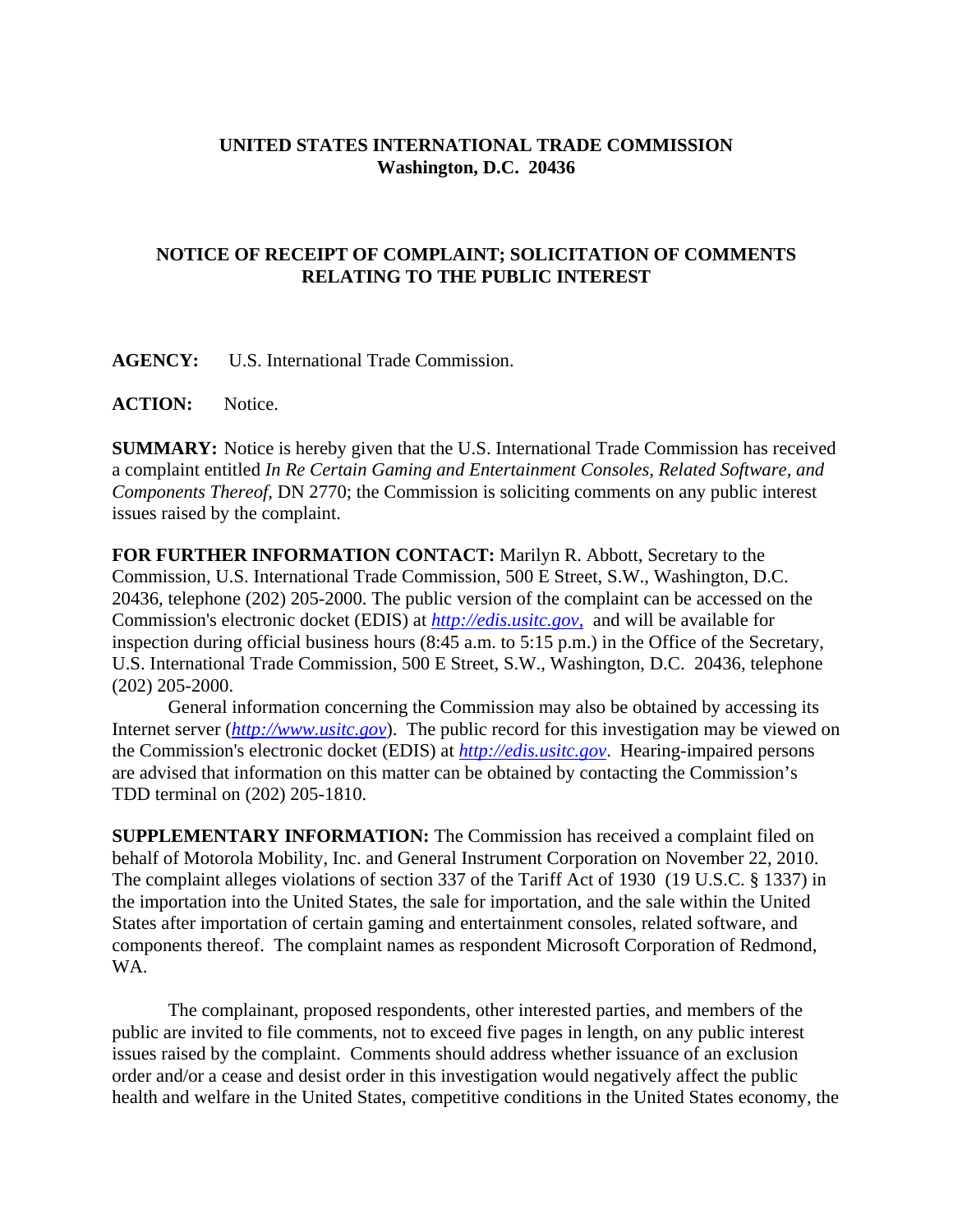**UNITED STATES INTERNATIONAL TRADE COMMISSION**
**Washington, D.C. 20436**

## NOTICE OF RECEIPT OF COMPLAINT; SOLICITATION OF COMMENTS RELATING TO THE PUBLIC INTEREST

**AGENCY:** U.S. International Trade Commission.

**ACTION:** Notice.

**SUMMARY:** Notice is hereby given that the U.S. International Trade Commission has received a complaint entitled *In Re Certain Gaming and Entertainment Consoles, Related Software, and Components Thereof*, DN 2770; the Commission is soliciting comments on any public interest issues raised by the complaint.

**FOR FURTHER INFORMATION CONTACT:** Marilyn R. Abbott, Secretary to the Commission, U.S. International Trade Commission, 500 E Street, S.W., Washington, D.C. 20436, telephone (202) 205-2000. The public version of the complaint can be accessed on the Commission's electronic docket (EDIS) at *http://edis.usitc.gov*, and will be available for inspection during official business hours (8:45 a.m. to 5:15 p.m.) in the Office of the Secretary, U.S. International Trade Commission, 500 E Street, S.W., Washington, D.C. 20436, telephone (202) 205-2000.

General information concerning the Commission may also be obtained by accessing its Internet server (*http://www.usitc.gov*). The public record for this investigation may be viewed on the Commission's electronic docket (EDIS) at *http://edis.usitc.gov*. Hearing-impaired persons are advised that information on this matter can be obtained by contacting the Commission's TDD terminal on (202) 205-1810.

**SUPPLEMENTARY INFORMATION:** The Commission has received a complaint filed on behalf of Motorola Mobility, Inc. and General Instrument Corporation on November 22, 2010. The complaint alleges violations of section 337 of the Tariff Act of 1930 (19 U.S.C. § 1337) in the importation into the United States, the sale for importation, and the sale within the United States after importation of certain gaming and entertainment consoles, related software, and components thereof. The complaint names as respondent Microsoft Corporation of Redmond, WA.

The complainant, proposed respondents, other interested parties, and members of the public are invited to file comments, not to exceed five pages in length, on any public interest issues raised by the complaint. Comments should address whether issuance of an exclusion order and/or a cease and desist order in this investigation would negatively affect the public health and welfare in the United States, competitive conditions in the United States economy, the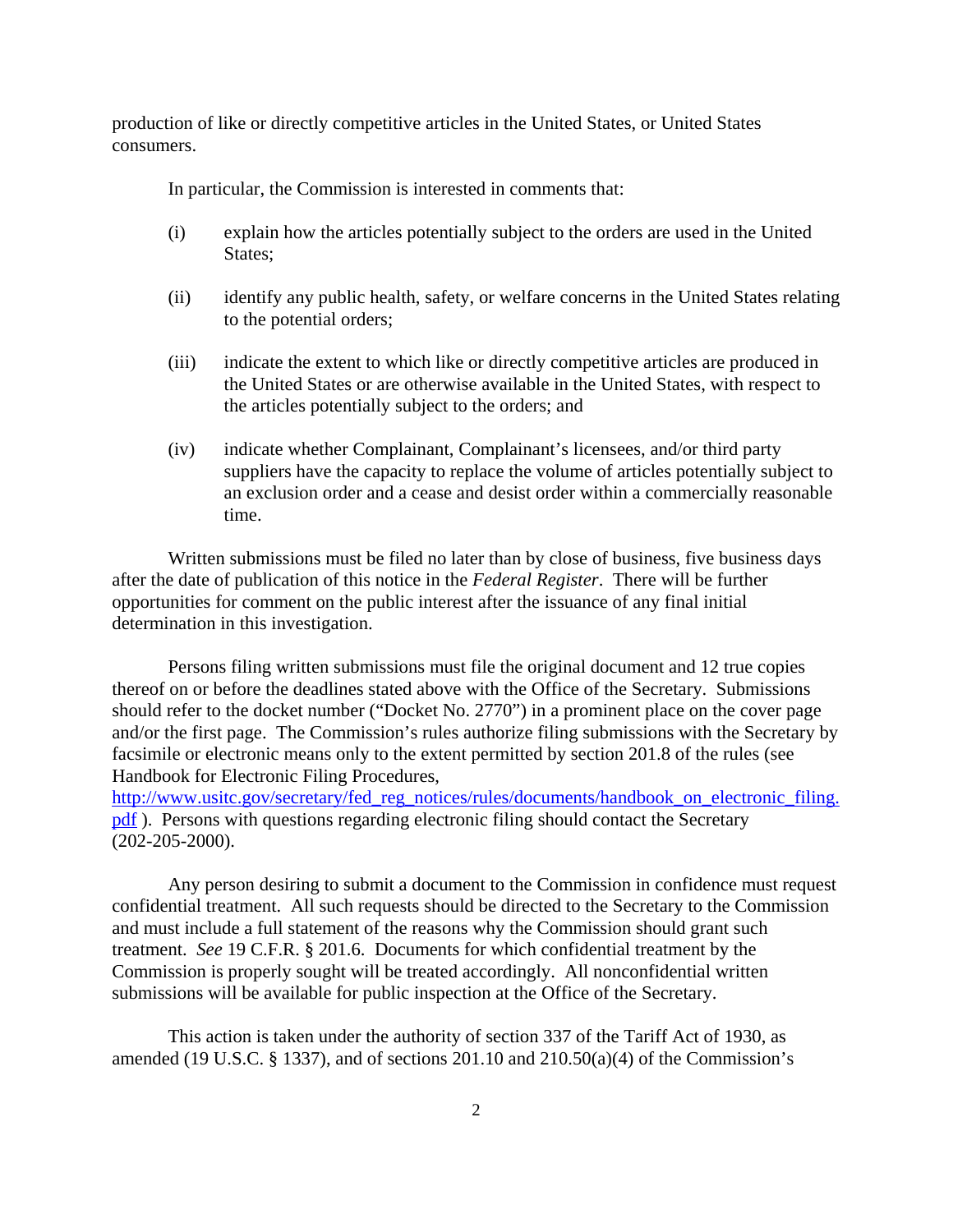production of like or directly competitive articles in the United States, or United States consumers.

In particular, the Commission is interested in comments that:

(i) explain how the articles potentially subject to the orders are used in the United States;

(ii) identify any public health, safety, or welfare concerns in the United States relating to the potential orders;

(iii) indicate the extent to which like or directly competitive articles are produced in the United States or are otherwise available in the United States, with respect to the articles potentially subject to the orders; and

(iv) indicate whether Complainant, Complainant's licensees, and/or third party suppliers have the capacity to replace the volume of articles potentially subject to an exclusion order and a cease and desist order within a commercially reasonable time.

Written submissions must be filed no later than by close of business, five business days after the date of publication of this notice in the *Federal Register*. There will be further opportunities for comment on the public interest after the issuance of any final initial determination in this investigation.

Persons filing written submissions must file the original document and 12 true copies thereof on or before the deadlines stated above with the Office of the Secretary. Submissions should refer to the docket number ("Docket No. 2770") in a prominent place on the cover page and/or the first page. The Commission's rules authorize filing submissions with the Secretary by facsimile or electronic means only to the extent permitted by section 201.8 of the rules (see Handbook for Electronic Filing Procedures, http://www.usitc.gov/secretary/fed_reg_notices/rules/documents/handbook_on_electronic_filing.pdf ). Persons with questions regarding electronic filing should contact the Secretary (202-205-2000).

Any person desiring to submit a document to the Commission in confidence must request confidential treatment. All such requests should be directed to the Secretary to the Commission and must include a full statement of the reasons why the Commission should grant such treatment. *See* 19 C.F.R. § 201.6. Documents for which confidential treatment by the Commission is properly sought will be treated accordingly. All nonconfidential written submissions will be available for public inspection at the Office of the Secretary.

This action is taken under the authority of section 337 of the Tariff Act of 1930, as amended (19 U.S.C. § 1337), and of sections 201.10 and 210.50(a)(4) of the Commission's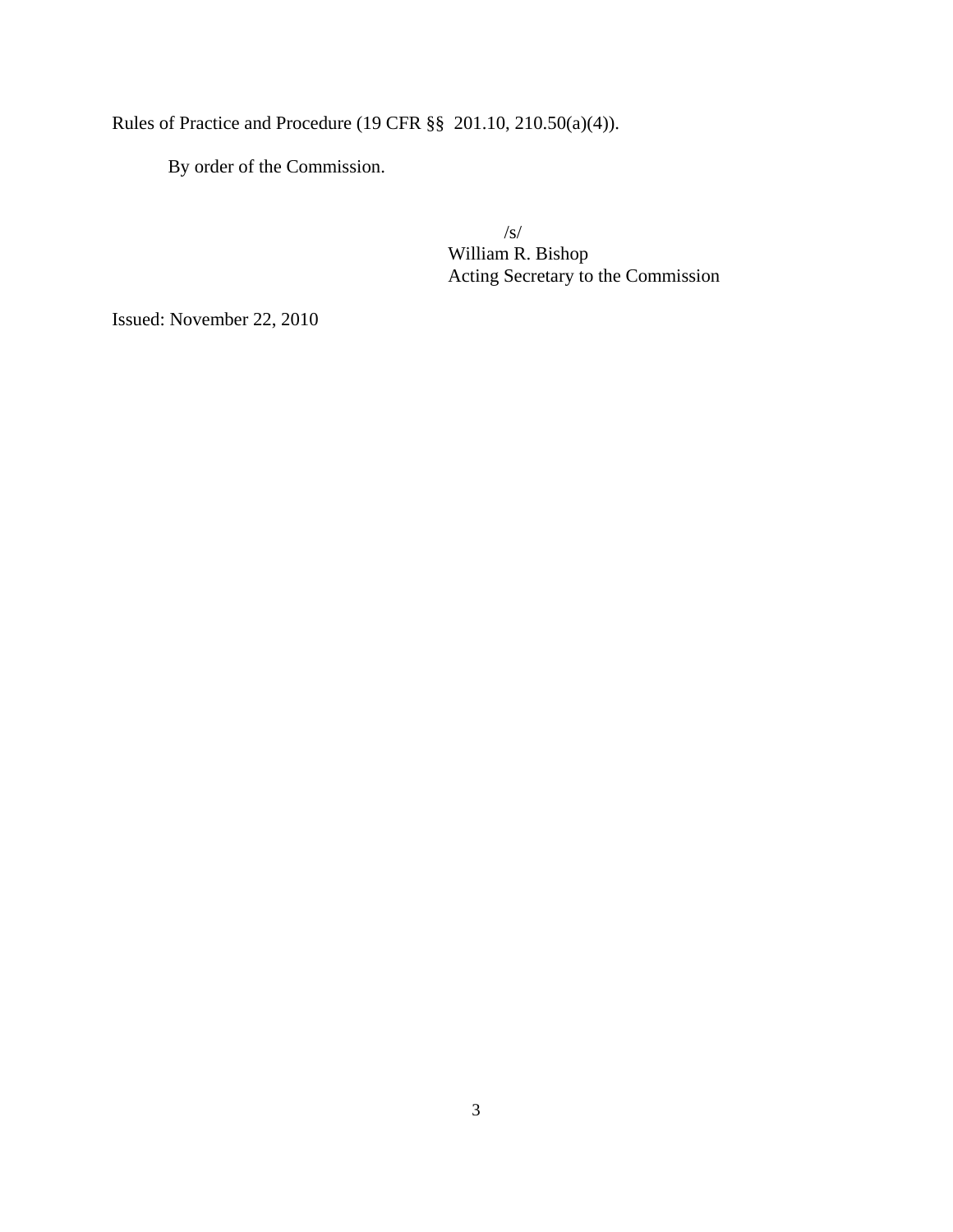Rules of Practice and Procedure (19 CFR §§ 201.10, 210.50(a)(4)).

By order of the Commission.

/s/
William R. Bishop
Acting Secretary to the Commission

Issued: November 22, 2010